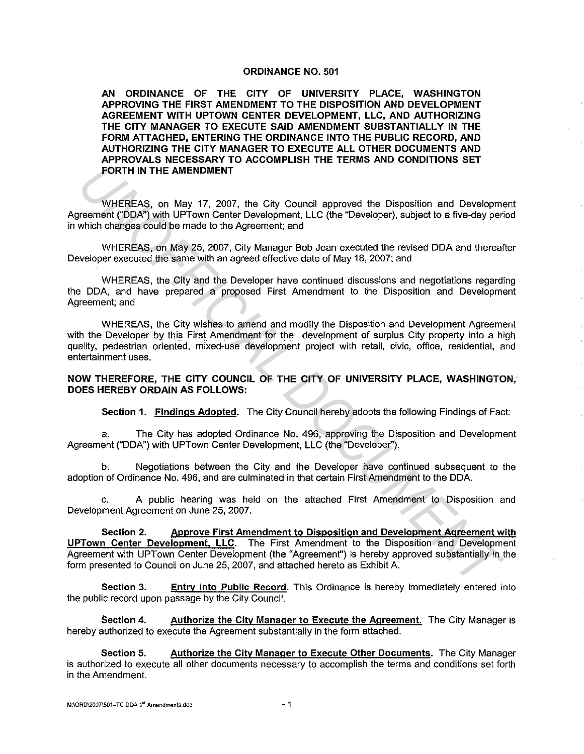# ORDINANCE NO. 501

**AN ORDINANCE OF THE CITY OF UNIVERSITY PLACE, WASHINGTON APPROVING THE FIRST AMENDMENT TO THE DISPOSITION AND DEVELOPMENT AGREEMENT WITH UPTOWN CENTER DEVELOPMENT, LLC, AND AUTHORIZING THE CITY MANAGER TO EXECUTE SAID AMENDMENT SUBSTANTIALLY IN THE FORM ATTACHED, ENTERING THE ORDINANCE INTO THE PUBLIC RECORD, AND AUTHORIZING THE CITY MANAGER TO EXECUTE ALL OTHER DOCUMENTS AND APPROVALS NECESSARY TO ACCOMPLISH THE TERMS AND CONDITIONS SET FORTH IN THE AMENDMENT**

WHEREAS, on May 17, 2007, the City Council approved the Disposition and Development Agreement ("DDA") with UPTown Center Development, LLC (the "Developer"), subject to a five-day period in which changes could be made to the Agreement; and

WHEREAS, on May 25, 2007, City Manager Bob Jean executed the revised DDA and thereafter Developer executed the same with an agreed effective date of May 18, 2007; and

WHEREAS, the City and the Developer have continued discussions and negotiations regarding the DDA, and have prepared a proposed First Amendment to the Disposition and Development Agreement; and

WHEREAS, the City wishes to amend and modify the Disposition and Development Agreement with the Developer by this First Amendment for the development of surplus City property into a high quality, pedestrian oriented, mixed-use development project with retail, civic, office, residential, and entertainment uses.

**NOW THEREFORE, THE CITY COUNCIL OF THE CITY OF UNIVERSITY PLACE, WASHINGTON, DOES HEREBY ORDAIN AS FOLLOWS:**

**Section 1. Findings Adopted.** The City Council hereby adopts the following Findings of Fact:

a. The City has adopted Ordinance No. 496, approving the Disposition and Development Agreement ("DDA") with UPTown Center Development, LLC (the "Developer").

b. Negotiations between the City and the Developer have continued subsequent to the adoption of Ordinance No. 496, and are culminated in that certain First Amendment to the DDA.

c. A public hearing was held on the attached First Amendment to Disposition and Development Agreement on June 25, 2007.

**Section 2. Approve First Amendment to Disposition and Development Agreement with UPTown Center Development, LLC.** The First Amendment to the Disposition and Development Agreement with UPTown Center Development (the "Agreement") is hereby approved substantially in the form presented to Council on June 25, 2007, and attached hereto as Exhibit A.

**Section 3. Entry into Public Record.** This Ordinance is hereby immediately entered into the public record upon passage by the City Council.

**Section 4. Authorize the City Manager to Execute the Agreement.** The City Manager is hereby authorized to execute the Agreement substantially in the form attached.

**Section 5. Authorize the City Manager to Execute Other Documents.** The City Manager is authorized to execute all other documents necessary to accomplish the terms and conditions set forth in the Amendment.

M:\ORD\2007\501-TC DDA 1st Amendments.doc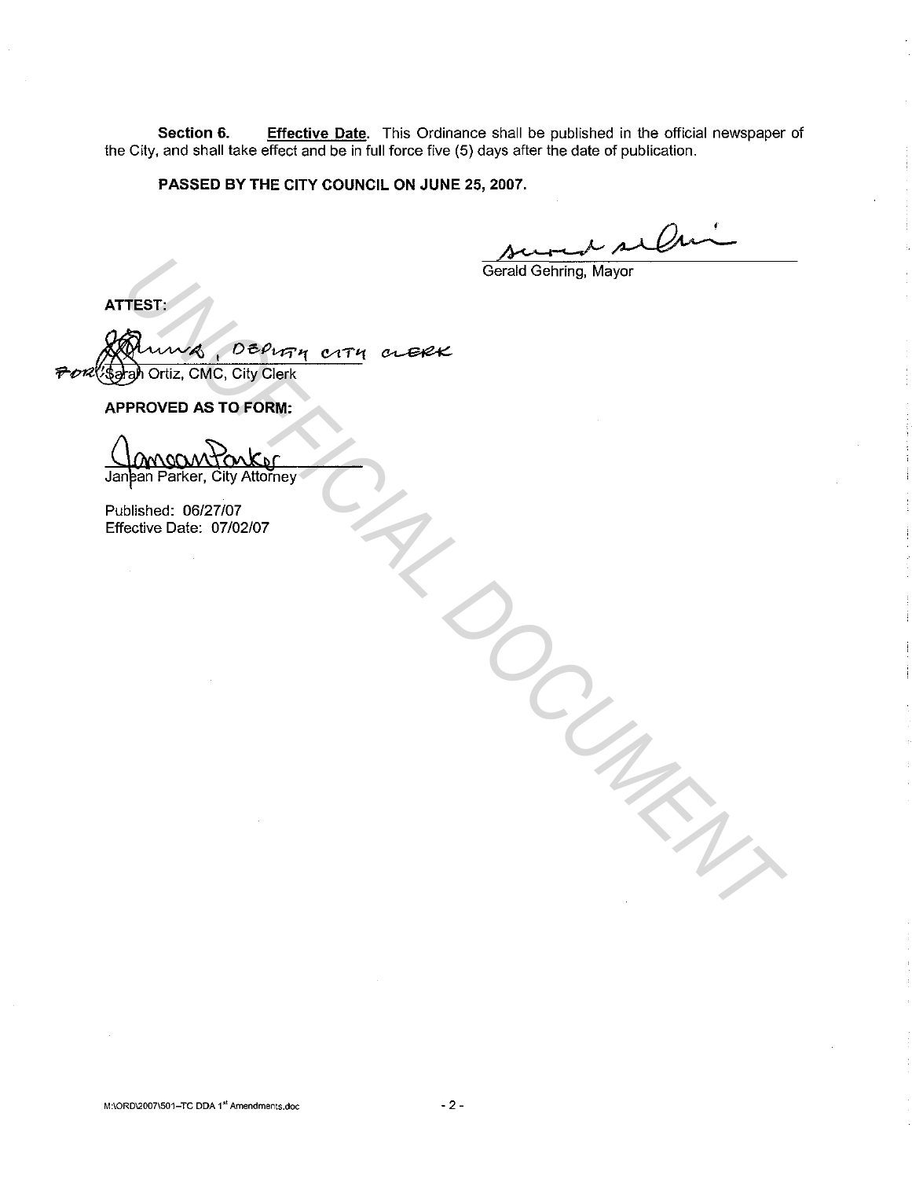**Section 6.** **Effective Date**. This Ordinance shall be published in the official newspaper of the City, and shall take effect and be in full force five (5) days after the date of publication.

**PASSED BY THE CITY COUNCIL ON JUNE 25, 2007.**

Gerald Gehring, Mayor

**ATTEST:**

FOR: Sarah Ortiz, CMC, City Clerk — , DEPUTY CITY CLERK

**APPROVED AS TO FORM:**

Janean Parker, City Attorney

Published: 06/27/07
Effective Date: 07/02/07

UNOFFICIAL DOCUMENT

M:\ORD\2007\501-TC DDA 1st Amendments.doc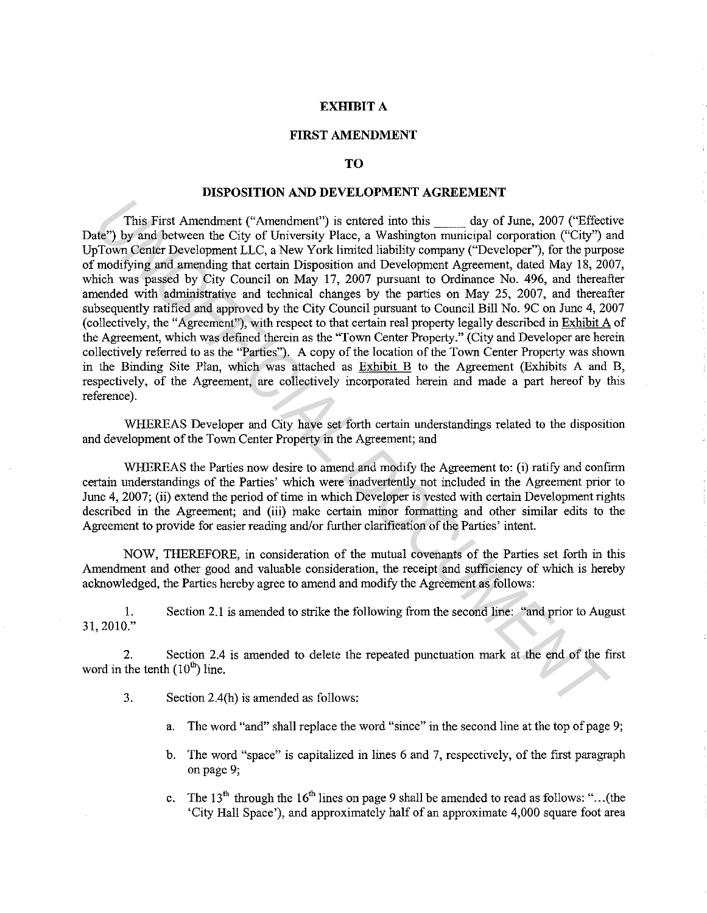# EXHIBIT A

# FIRST AMENDMENT

# TO

# DISPOSITION AND DEVELOPMENT AGREEMENT

This First Amendment ("Amendment") is entered into this _____ day of June, 2007 ("Effective Date") by and between the City of University Place, a Washington municipal corporation ("City") and UpTown Center Development LLC, a New York limited liability company ("Developer"), for the purpose of modifying and amending that certain Disposition and Development Agreement, dated May 18, 2007, which was passed by City Council on May 17, 2007 pursuant to Ordinance No. 496, and thereafter amended with administrative and technical changes by the parties on May 25, 2007, and thereafter subsequently ratified and approved by the City Council pursuant to Council Bill No. 9C on June 4, 2007 (collectively, the "Agreement"), with respect to that certain real property legally described in Exhibit A of the Agreement, which was defined therein as the "Town Center Property." (City and Developer are herein collectively referred to as the "Parties"). A copy of the location of the Town Center Property was shown in the Binding Site Plan, which was attached as Exhibit B to the Agreement (Exhibits A and B, respectively, of the Agreement, are collectively incorporated herein and made a part hereof by this reference).

WHEREAS Developer and City have set forth certain understandings related to the disposition and development of the Town Center Property in the Agreement; and

WHEREAS the Parties now desire to amend and modify the Agreement to: (i) ratify and confirm certain understandings of the Parties' which were inadvertently not included in the Agreement prior to June 4, 2007; (ii) extend the period of time in which Developer is vested with certain Development rights described in the Agreement; and (iii) make certain minor formatting and other similar edits to the Agreement to provide for easier reading and/or further clarification of the Parties' intent.

NOW, THEREFORE, in consideration of the mutual covenants of the Parties set forth in this Amendment and other good and valuable consideration, the receipt and sufficiency of which is hereby acknowledged, the Parties hereby agree to amend and modify the Agreement as follows:

1. Section 2.1 is amended to strike the following from the second line: "and prior to August 31, 2010."

2. Section 2.4 is amended to delete the repeated punctuation mark at the end of the first word in the tenth (10th) line.

3. Section 2.4(h) is amended as follows:

   a. The word "and" shall replace the word "since" in the second line at the top of page 9;

   b. The word "space" is capitalized in lines 6 and 7, respectively, of the first paragraph on page 9;

   c. The 13th through the 16th lines on page 9 shall be amended to read as follows: "...(the 'City Hall Space'), and approximately half of an approximate 4,000 square foot area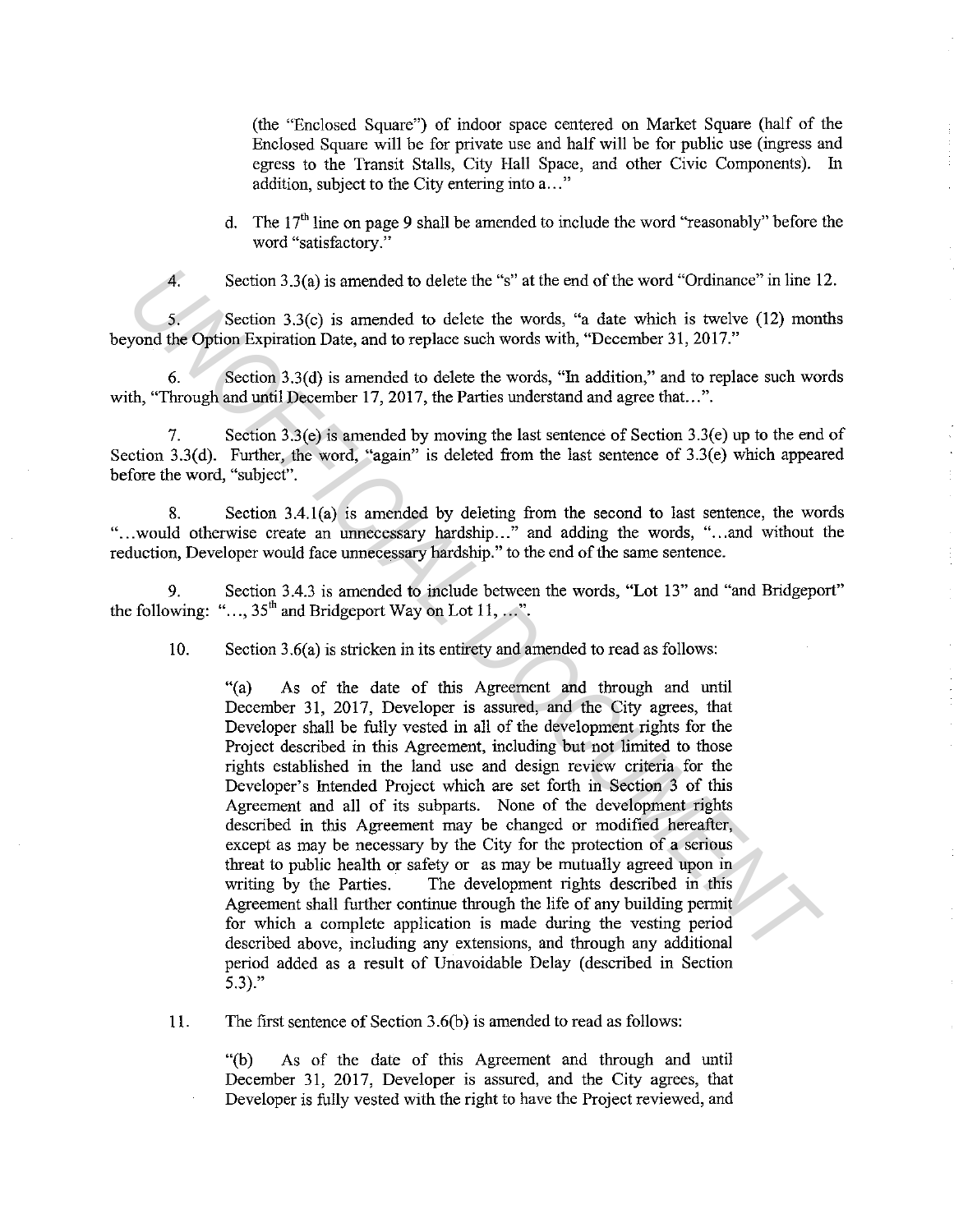(the "Enclosed Square") of indoor space centered on Market Square (half of the Enclosed Square will be for private use and half will be for public use (ingress and egress to the Transit Stalls, City Hall Space, and other Civic Components). In addition, subject to the City entering into a…"

d. The 17th line on page 9 shall be amended to include the word "reasonably" before the word "satisfactory."

4. Section 3.3(a) is amended to delete the "s" at the end of the word "Ordinance" in line 12.

5. Section 3.3(c) is amended to delete the words, "a date which is twelve (12) months beyond the Option Expiration Date, and to replace such words with, "December 31, 2017."

6. Section 3.3(d) is amended to delete the words, "In addition," and to replace such words with, "Through and until December 17, 2017, the Parties understand and agree that…".

7. Section 3.3(e) is amended by moving the last sentence of Section 3.3(e) up to the end of Section 3.3(d). Further, the word, "again" is deleted from the last sentence of 3.3(e) which appeared before the word, "subject".

8. Section 3.4.1(a) is amended by deleting from the second to last sentence, the words "…would otherwise create an unnecessary hardship…" and adding the words, "…and without the reduction, Developer would face unnecessary hardship." to the end of the same sentence.

9. Section 3.4.3 is amended to include between the words, "Lot 13" and "and Bridgeport" the following: "…, 35th and Bridgeport Way on Lot 11, …".

10. Section 3.6(a) is stricken in its entirety and amended to read as follows:

> "(a) As of the date of this Agreement and through and until December 31, 2017, Developer is assured, and the City agrees, that Developer shall be fully vested in all of the development rights for the Project described in this Agreement, including but not limited to those rights established in the land use and design review criteria for the Developer's Intended Project which are set forth in Section 3 of this Agreement and all of its subparts. None of the development rights described in this Agreement may be changed or modified hereafter, except as may be necessary by the City for the protection of a serious threat to public health or safety or as may be mutually agreed upon in writing by the Parties. The development rights described in this Agreement shall further continue through the life of any building permit for which a complete application is made during the vesting period described above, including any extensions, and through any additional period added as a result of Unavoidable Delay (described in Section 5.3)."

11. The first sentence of Section 3.6(b) is amended to read as follows:

> "(b) As of the date of this Agreement and through and until December 31, 2017, Developer is assured, and the City agrees, that Developer is fully vested with the right to have the Project reviewed, and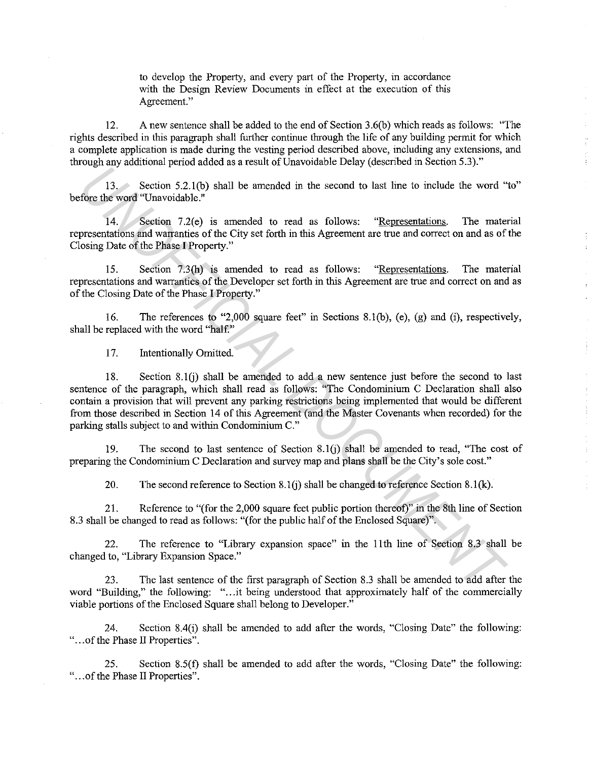to develop the Property, and every part of the Property, in accordance with the Design Review Documents in effect at the execution of this Agreement."

12. A new sentence shall be added to the end of Section 3.6(b) which reads as follows: "The rights described in this paragraph shall further continue through the life of any building permit for which a complete application is made during the vesting period described above, including any extensions, and through any additional period added as a result of Unavoidable Delay (described in Section 5.3)."

13. Section 5.2.1(b) shall be amended in the second to last line to include the word "to" before the word "Unavoidable."

14. Section 7.2(e) is amended to read as follows: "Representations. The material representations and warranties of the City set forth in this Agreement are true and correct on and as of the Closing Date of the Phase I Property."

15. Section 7.3(h) is amended to read as follows: "Representations. The material representations and warranties of the Developer set forth in this Agreement are true and correct on and as of the Closing Date of the Phase I Property."

16. The references to "2,000 square feet" in Sections 8.1(b), (e), (g) and (i), respectively, shall be replaced with the word "half."

17. Intentionally Omitted.

18. Section 8.1(j) shall be amended to add a new sentence just before the second to last sentence of the paragraph, which shall read as follows: "The Condominium C Declaration shall also contain a provision that will prevent any parking restrictions being implemented that would be different from those described in Section 14 of this Agreement (and the Master Covenants when recorded) for the parking stalls subject to and within Condominium C."

19. The second to last sentence of Section 8.1(j) shall be amended to read, "The cost of preparing the Condominium C Declaration and survey map and plans shall be the City's sole cost."

20. The second reference to Section 8.1(j) shall be changed to reference Section 8.1(k).

21. Reference to "(for the 2,000 square feet public portion thereof)" in the 8th line of Section 8.3 shall be changed to read as follows: "(for the public half of the Enclosed Square)".

22. The reference to "Library expansion space" in the 11th line of Section 8.3 shall be changed to, "Library Expansion Space."

23. The last sentence of the first paragraph of Section 8.3 shall be amended to add after the word "Building," the following: "...it being understood that approximately half of the commercially viable portions of the Enclosed Square shall belong to Developer."

24. Section 8.4(i) shall be amended to add after the words, "Closing Date" the following: "...of the Phase II Properties".

25. Section 8.5(f) shall be amended to add after the words, "Closing Date" the following: "...of the Phase II Properties".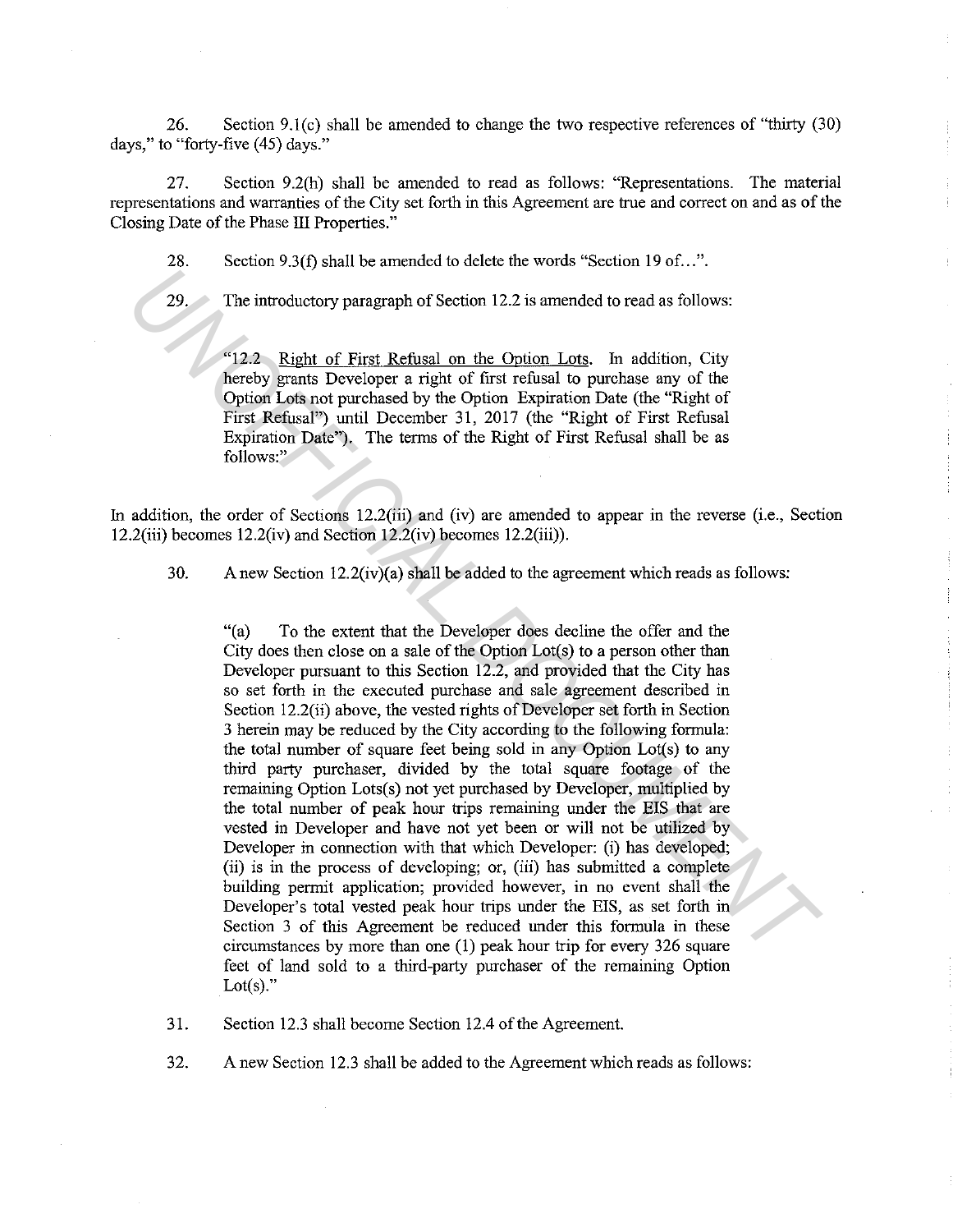26. Section 9.1(c) shall be amended to change the two respective references of "thirty (30) days," to "forty-five (45) days."

27. Section 9.2(h) shall be amended to read as follows: "Representations. The material representations and warranties of the City set forth in this Agreement are true and correct on and as of the Closing Date of the Phase III Properties."

28. Section 9.3(f) shall be amended to delete the words "Section 19 of…".

29. The introductory paragraph of Section 12.2 is amended to read as follows:

> "12.2 Right of First Refusal on the Option Lots. In addition, City hereby grants Developer a right of first refusal to purchase any of the Option Lots not purchased by the Option Expiration Date (the "Right of First Refusal") until December 31, 2017 (the "Right of First Refusal Expiration Date"). The terms of the Right of First Refusal shall be as follows:"

In addition, the order of Sections 12.2(iii) and (iv) are amended to appear in the reverse (i.e., Section 12.2(iii) becomes 12.2(iv) and Section 12.2(iv) becomes 12.2(iii)).

30. A new Section 12.2(iv)(a) shall be added to the agreement which reads as follows:

> "(a) To the extent that the Developer does decline the offer and the City does then close on a sale of the Option Lot(s) to a person other than Developer pursuant to this Section 12.2, and provided that the City has so set forth in the executed purchase and sale agreement described in Section 12.2(ii) above, the vested rights of Developer set forth in Section 3 herein may be reduced by the City according to the following formula: the total number of square feet being sold in any Option Lot(s) to any third party purchaser, divided by the total square footage of the remaining Option Lots(s) not yet purchased by Developer, multiplied by the total number of peak hour trips remaining under the EIS that are vested in Developer and have not yet been or will not be utilized by Developer in connection with that which Developer: (i) has developed; (ii) is in the process of developing; or, (iii) has submitted a complete building permit application; provided however, in no event shall the Developer's total vested peak hour trips under the EIS, as set forth in Section 3 of this Agreement be reduced under this formula in these circumstances by more than one (1) peak hour trip for every 326 square feet of land sold to a third-party purchaser of the remaining Option Lot(s)."

31. Section 12.3 shall become Section 12.4 of the Agreement.

32. A new Section 12.3 shall be added to the Agreement which reads as follows: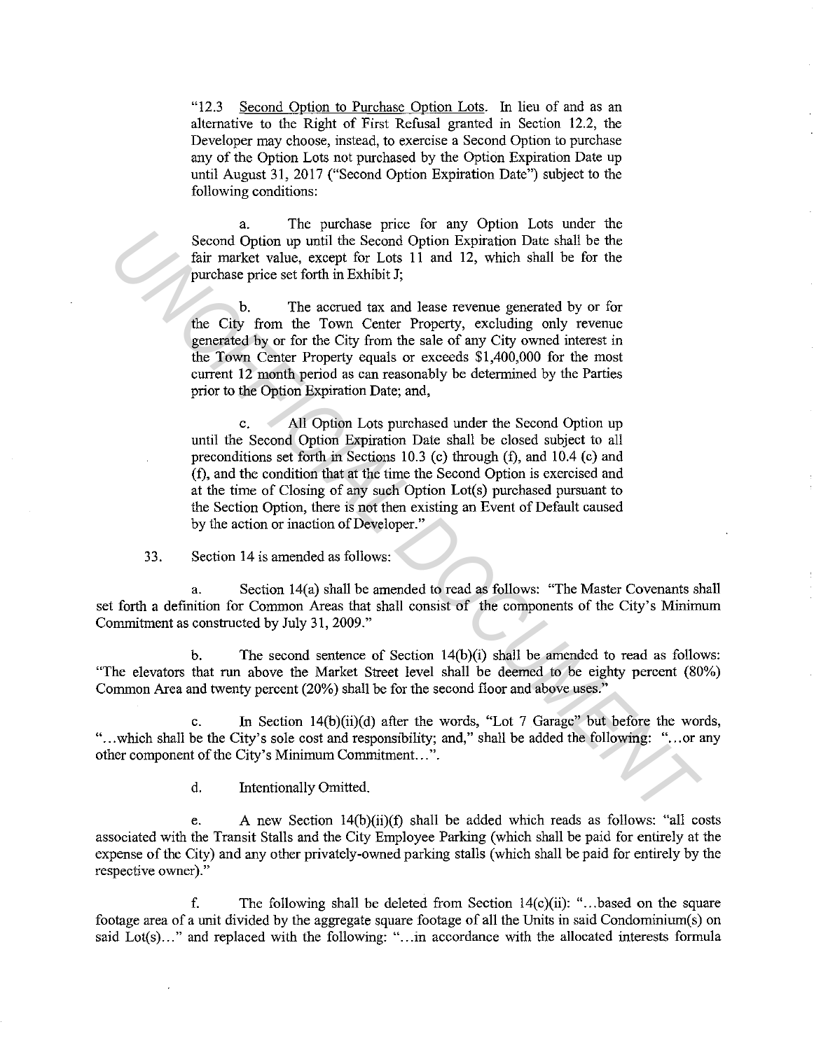"12.3 Second Option to Purchase Option Lots. In lieu of and as an alternative to the Right of First Refusal granted in Section 12.2, the Developer may choose, instead, to exercise a Second Option to purchase any of the Option Lots not purchased by the Option Expiration Date up until August 31, 2017 ("Second Option Expiration Date") subject to the following conditions:

a. The purchase price for any Option Lots under the Second Option up until the Second Option Expiration Date shall be the fair market value, except for Lots 11 and 12, which shall be for the purchase price set forth in Exhibit J;

b. The accrued tax and lease revenue generated by or for the City from the Town Center Property, excluding only revenue generated by or for the City from the sale of any City owned interest in the Town Center Property equals or exceeds $1,400,000 for the most current 12 month period as can reasonably be determined by the Parties prior to the Option Expiration Date; and,

c. All Option Lots purchased under the Second Option up until the Second Option Expiration Date shall be closed subject to all preconditions set forth in Sections 10.3 (c) through (f), and 10.4 (c) and (f), and the condition that at the time the Second Option is exercised and at the time of Closing of any such Option Lot(s) purchased pursuant to the Section Option, there is not then existing an Event of Default caused by the action or inaction of Developer."

33. Section 14 is amended as follows:

a. Section 14(a) shall be amended to read as follows: "The Master Covenants shall set forth a definition for Common Areas that shall consist of the components of the City's Minimum Commitment as constructed by July 31, 2009."

b. The second sentence of Section 14(b)(i) shall be amended to read as follows: "The elevators that run above the Market Street level shall be deemed to be eighty percent (80%) Common Area and twenty percent (20%) shall be for the second floor and above uses."

c. In Section 14(b)(ii)(d) after the words, "Lot 7 Garage" but before the words, "...which shall be the City's sole cost and responsibility; and," shall be added the following: "...or any other component of the City's Minimum Commitment...".

d. Intentionally Omitted.

e. A new Section 14(b)(ii)(f) shall be added which reads as follows: "all costs associated with the Transit Stalls and the City Employee Parking (which shall be paid for entirely at the expense of the City) and any other privately-owned parking stalls (which shall be paid for entirely by the respective owner)."

f. The following shall be deleted from Section 14(c)(ii): "...based on the square footage area of a unit divided by the aggregate square footage of all the Units in said Condominium(s) on said Lot(s)..." and replaced with the following: "...in accordance with the allocated interests formula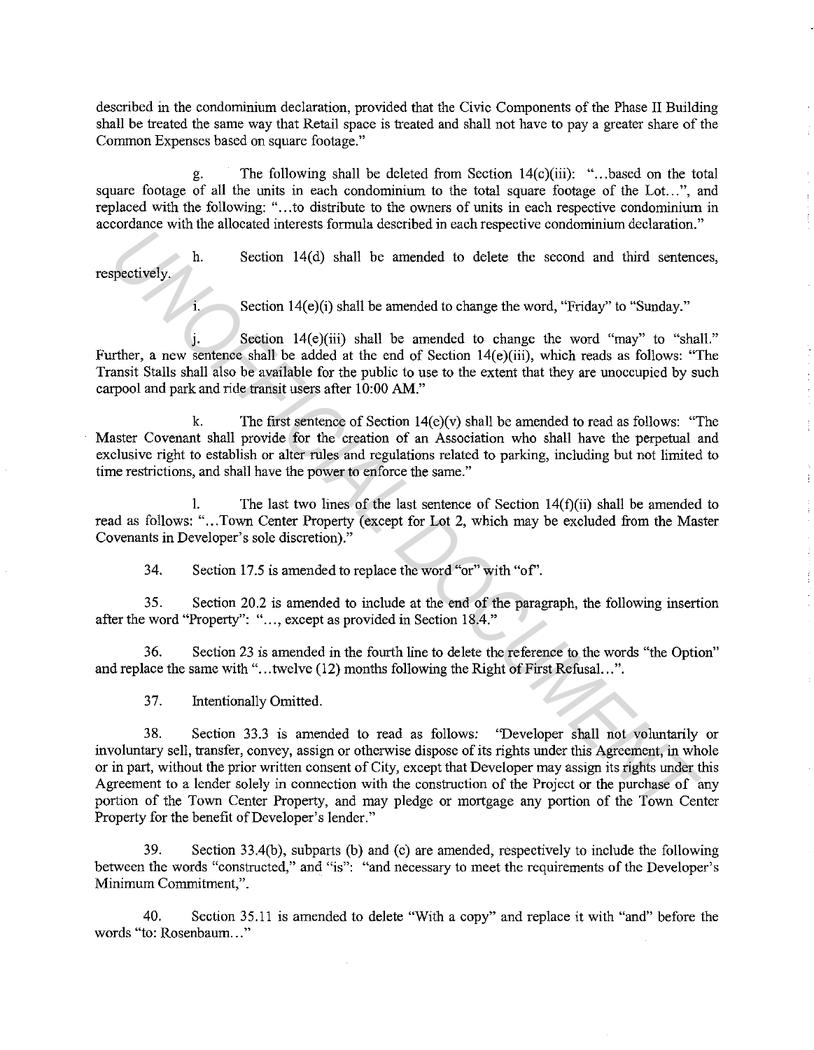described in the condominium declaration, provided that the Civic Components of the Phase II Building shall be treated the same way that Retail space is treated and shall not have to pay a greater share of the Common Expenses based on square footage."

g. The following shall be deleted from Section 14(c)(iii): "...based on the total square footage of all the units in each condominium to the total square footage of the Lot...", and replaced with the following: "...to distribute to the owners of units in each respective condominium in accordance with the allocated interests formula described in each respective condominium declaration."

h. Section 14(d) shall be amended to delete the second and third sentences, respectively.

i. Section 14(e)(i) shall be amended to change the word, "Friday" to "Sunday."

j. Section 14(e)(iii) shall be amended to change the word "may" to "shall." Further, a new sentence shall be added at the end of Section 14(e)(iii), which reads as follows: "The Transit Stalls shall also be available for the public to use to the extent that they are unoccupied by such carpool and park and ride transit users after 10:00 AM."

k. The first sentence of Section 14(e)(v) shall be amended to read as follows: "The Master Covenant shall provide for the creation of an Association who shall have the perpetual and exclusive right to establish or alter rules and regulations related to parking, including but not limited to time restrictions, and shall have the power to enforce the same."

l. The last two lines of the last sentence of Section 14(f)(ii) shall be amended to read as follows: "...Town Center Property (except for Lot 2, which may be excluded from the Master Covenants in Developer's sole discretion)."

34. Section 17.5 is amended to replace the word "or" with "of".

35. Section 20.2 is amended to include at the end of the paragraph, the following insertion after the word "Property": "..., except as provided in Section 18.4."

36. Section 23 is amended in the fourth line to delete the reference to the words "the Option" and replace the same with "...twelve (12) months following the Right of First Refusal...".

37. Intentionally Omitted.

38. Section 33.3 is amended to read as follows: "Developer shall not voluntarily or involuntary sell, transfer, convey, assign or otherwise dispose of its rights under this Agreement, in whole or in part, without the prior written consent of City, except that Developer may assign its rights under this Agreement to a lender solely in connection with the construction of the Project or the purchase of any portion of the Town Center Property, and may pledge or mortgage any portion of the Town Center Property for the benefit of Developer's lender."

39. Section 33.4(b), subparts (b) and (c) are amended, respectively to include the following between the words "constructed," and "is": "and necessary to meet the requirements of the Developer's Minimum Commitment,".

40. Section 35.11 is amended to delete "With a copy" and replace it with "and" before the words "to: Rosenbaum..."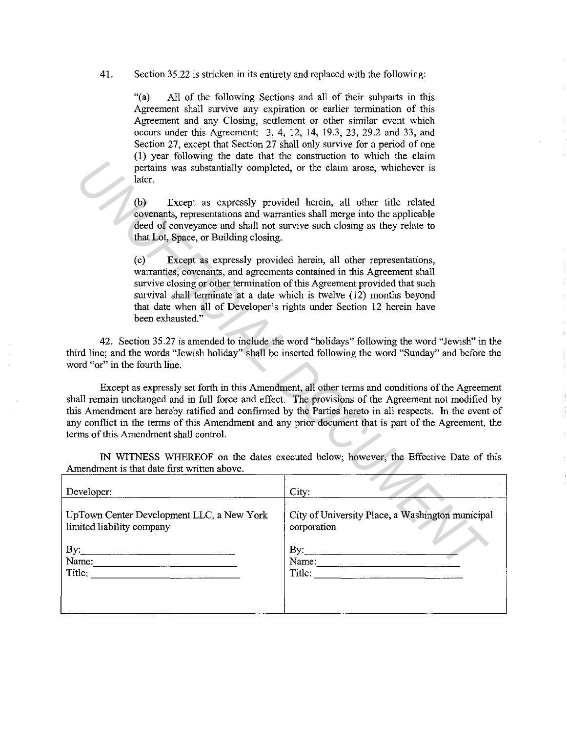41. Section 35.22 is stricken in its entirety and replaced with the following:

> "(a) All of the following Sections and all of their subparts in this Agreement shall survive any expiration or earlier termination of this Agreement and any Closing, settlement or other similar event which occurs under this Agreement: 3, 4, 12, 14, 19.3, 23, 29.2 and 33, and Section 27, except that Section 27 shall only survive for a period of one (1) year following the date that the construction to which the claim pertains was substantially completed, or the claim arose, whichever is later.
>
> (b) Except as expressly provided herein, all other title related covenants, representations and warranties shall merge into the applicable deed of conveyance and shall not survive such closing as they relate to that Lot, Space, or Building closing.
>
> (c) Except as expressly provided herein, all other representations, warranties, covenants, and agreements contained in this Agreement shall survive closing or other termination of this Agreement provided that such survival shall terminate at a date which is twelve (12) months beyond that date when all of Developer's rights under Section 12 herein have been exhausted."

42. Section 35.27 is amended to include the word "holidays" following the word "Jewish" in the third line; and the words "Jewish holiday" shall be inserted following the word "Sunday" and before the word "or" in the fourth line.

Except as expressly set forth in this Amendment, all other terms and conditions of the Agreement shall remain unchanged and in full force and effect. The provisions of the Agreement not modified by this Amendment are hereby ratified and confirmed by the Parties hereto in all respects. In the event of any conflict in the terms of this Amendment and any prior document that is part of the Agreement, the terms of this Amendment shall control.

IN WITNESS WHEREOF on the dates executed below; however, the Effective Date of this Amendment is that date first written above.

| Developer: | City: |
|---|---|
| UpTown Center Development LLC, a New York limited liability company<br><br>By:\_\_\_\_\_\_\_\_\_\_\_\_\_\_\_\_\_\_\_\_<br>Name:\_\_\_\_\_\_\_\_\_\_\_\_\_\_\_\_\_\_\_\_<br>Title:\_\_\_\_\_\_\_\_\_\_\_\_\_\_\_\_\_\_\_\_ | City of University Place, a Washington municipal corporation<br><br>By:\_\_\_\_\_\_\_\_\_\_\_\_\_\_\_\_\_\_\_\_<br>Name:\_\_\_\_\_\_\_\_\_\_\_\_\_\_\_\_\_\_\_\_<br>Title:\_\_\_\_\_\_\_\_\_\_\_\_\_\_\_\_\_\_\_\_ |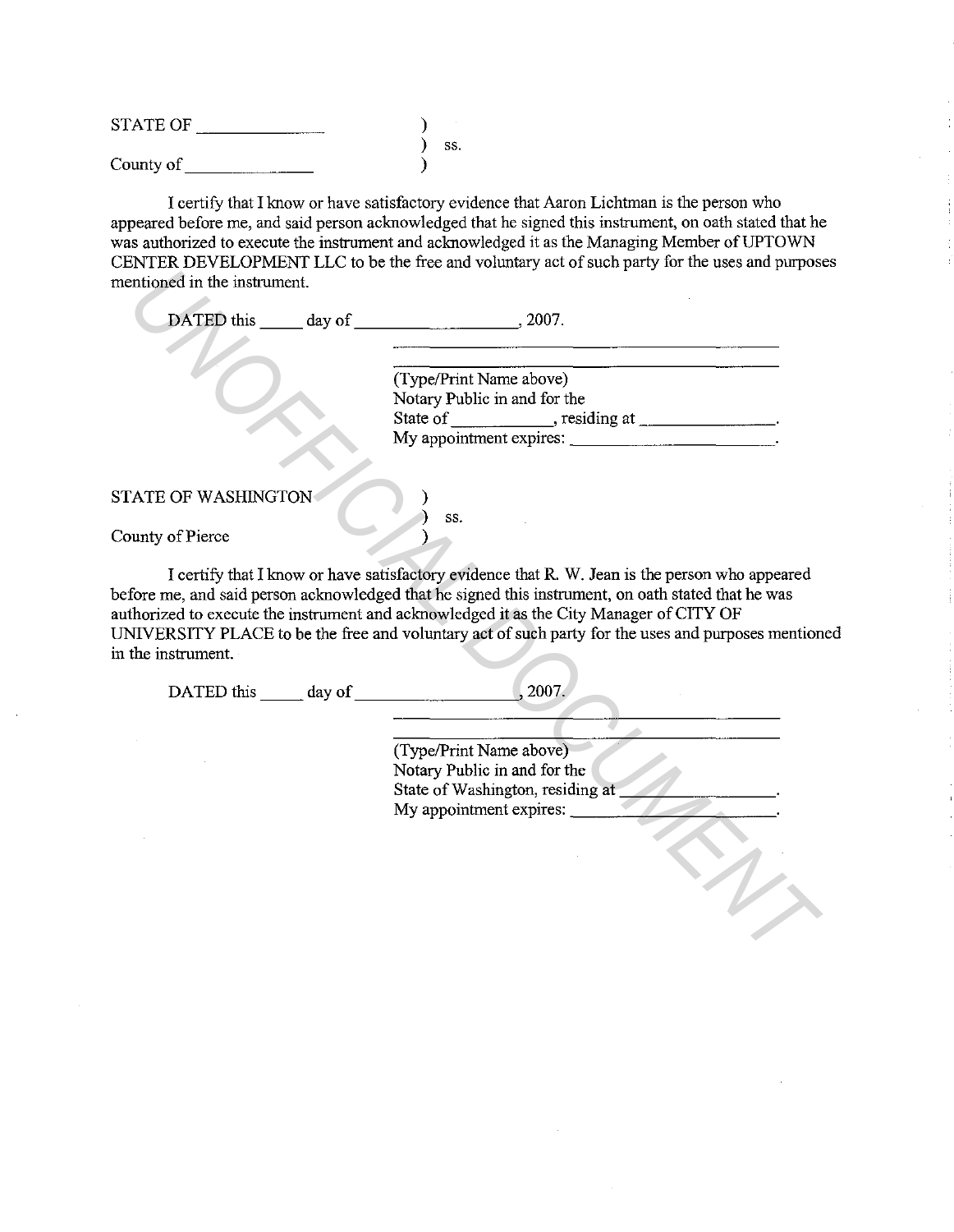STATE OF \_\_\_\_\_\_\_\_\_\_\_\_\_\_ )
) ss.
County of \_\_\_\_\_\_\_\_\_\_\_\_\_\_ )

I certify that I know or have satisfactory evidence that Aaron Lichtman is the person who appeared before me, and said person acknowledged that he signed this instrument, on oath stated that he was authorized to execute the instrument and acknowledged it as the Managing Member of UPTOWN CENTER DEVELOPMENT LLC to be the free and voluntary act of such party for the uses and purposes mentioned in the instrument.

DATED this \_\_\_\_\_ day of \_\_\_\_\_\_\_\_\_\_\_\_\_\_\_\_\_\_, 2007.

\_\_\_\_\_\_\_\_\_\_\_\_\_\_\_\_\_\_\_\_\_\_\_\_\_\_\_\_\_\_\_\_\_\_\_\_\_\_\_\_

\_\_\_\_\_\_\_\_\_\_\_\_\_\_\_\_\_\_\_\_\_\_\_\_\_\_\_\_\_\_\_\_\_\_\_\_\_\_\_\_
(Type/Print Name above)
Notary Public in and for the
State of \_\_\_\_\_\_\_\_\_\_\_, residing at \_\_\_\_\_\_\_\_\_\_\_\_\_\_\_.
My appointment expires: \_\_\_\_\_\_\_\_\_\_\_\_\_\_\_\_\_\_\_\_\_\_\_.

STATE OF WASHINGTON )
) ss.
County of Pierce )

I certify that I know or have satisfactory evidence that R. W. Jean is the person who appeared before me, and said person acknowledged that he signed this instrument, on oath stated that he was authorized to execute the instrument and acknowledged it as the City Manager of CITY OF UNIVERSITY PLACE to be the free and voluntary act of such party for the uses and purposes mentioned in the instrument.

DATED this \_\_\_\_\_ day of \_\_\_\_\_\_\_\_\_\_\_\_\_\_\_\_\_\_, 2007.

\_\_\_\_\_\_\_\_\_\_\_\_\_\_\_\_\_\_\_\_\_\_\_\_\_\_\_\_\_\_\_\_\_\_\_\_\_\_\_\_

\_\_\_\_\_\_\_\_\_\_\_\_\_\_\_\_\_\_\_\_\_\_\_\_\_\_\_\_\_\_\_\_\_\_\_\_\_\_\_\_
(Type/Print Name above)
Notary Public in and for the
State of Washington, residing at \_\_\_\_\_\_\_\_\_\_\_\_\_\_\_\_.
My appointment expires: \_\_\_\_\_\_\_\_\_\_\_\_\_\_\_\_\_\_\_\_\_\_\_.

UNOFFICIAL DOCUMENT